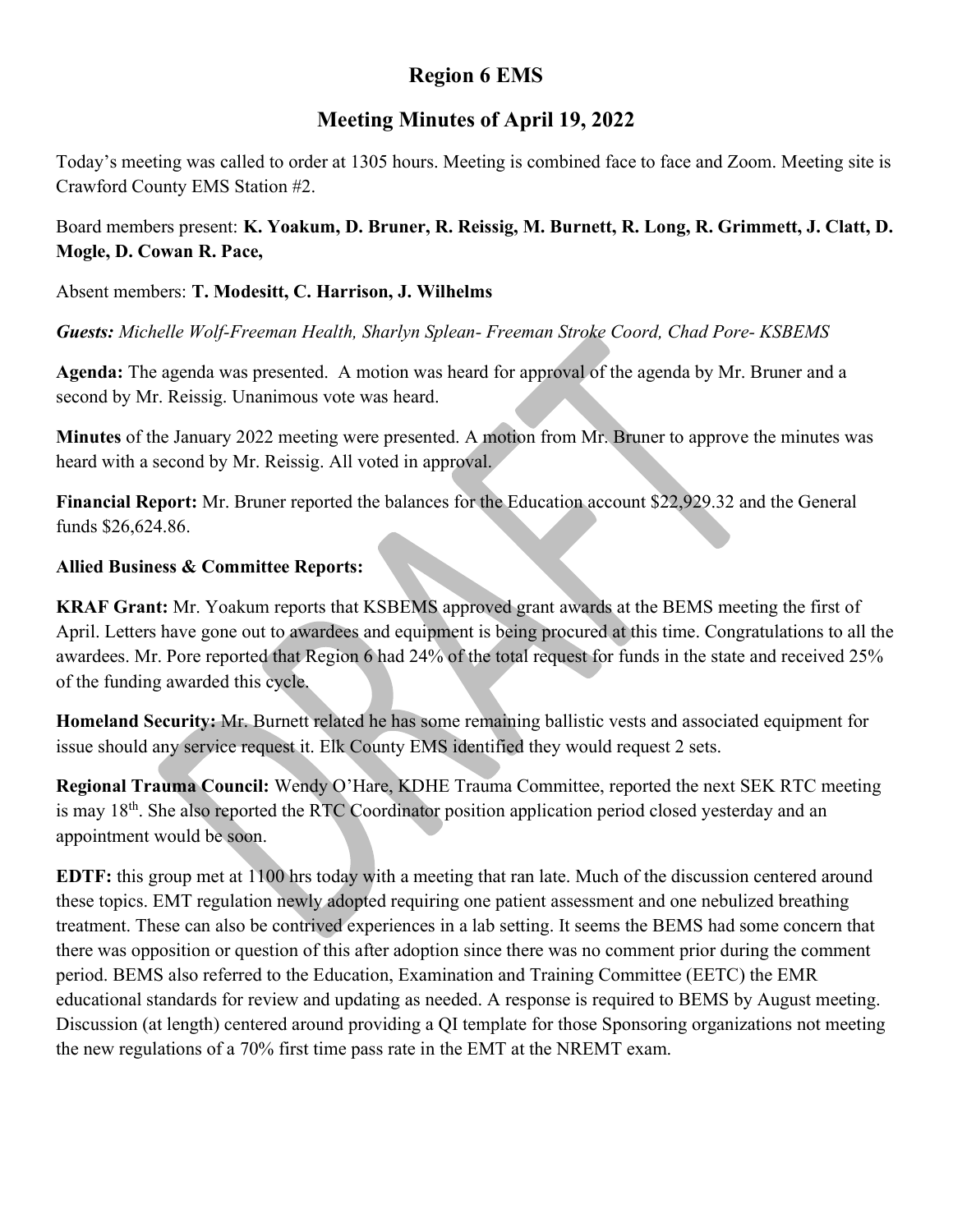# Region 6 EMS

## Meeting Minutes of April 19, 2022

Today's meeting was called to order at 1305 hours. Meeting is combined face to face and Zoom. Meeting site is Crawford County EMS Station #2.

Board members present: **K. Yoakum, D. Bruner, R. Reissig, M. Burnett, R. Long, R. Grimmett, J. Clatt, D. Mogle, D. Cowan R. Pace,**

Absent members: **T. Modesitt, C. Harrison, J. Wilhelms**

***Guests:*** *Michelle Wolf-Freeman Health, Sharlyn Splean- Freeman Stroke Coord, Chad Pore- KSBEMS*

**Agenda:** The agenda was presented. A motion was heard for approval of the agenda by Mr. Bruner and a second by Mr. Reissig. Unanimous vote was heard.

**Minutes** of the January 2022 meeting were presented. A motion from Mr. Bruner to approve the minutes was heard with a second by Mr. Reissig. All voted in approval.

**Financial Report:** Mr. Bruner reported the balances for the Education account $22,929.32 and the General funds $26,624.86.

**Allied Business & Committee Reports:**

**KRAF Grant:** Mr. Yoakum reports that KSBEMS approved grant awards at the BEMS meeting the first of April. Letters have gone out to awardees and equipment is being procured at this time. Congratulations to all the awardees. Mr. Pore reported that Region 6 had 24% of the total request for funds in the state and received 25% of the funding awarded this cycle.

**Homeland Security:** Mr. Burnett related he has some remaining ballistic vests and associated equipment for issue should any service request it. Elk County EMS identified they would request 2 sets.

**Regional Trauma Council:** Wendy O'Hare, KDHE Trauma Committee, reported the next SEK RTC meeting is may 18th. She also reported the RTC Coordinator position application period closed yesterday and an appointment would be soon.

**EDTF:** this group met at 1100 hrs today with a meeting that ran late. Much of the discussion centered around these topics. EMT regulation newly adopted requiring one patient assessment and one nebulized breathing treatment. These can also be contrived experiences in a lab setting. It seems the BEMS had some concern that there was opposition or question of this after adoption since there was no comment prior during the comment period. BEMS also referred to the Education, Examination and Training Committee (EETC) the EMR educational standards for review and updating as needed. A response is required to BEMS by August meeting. Discussion (at length) centered around providing a QI template for those Sponsoring organizations not meeting the new regulations of a 70% first time pass rate in the EMT at the NREMT exam.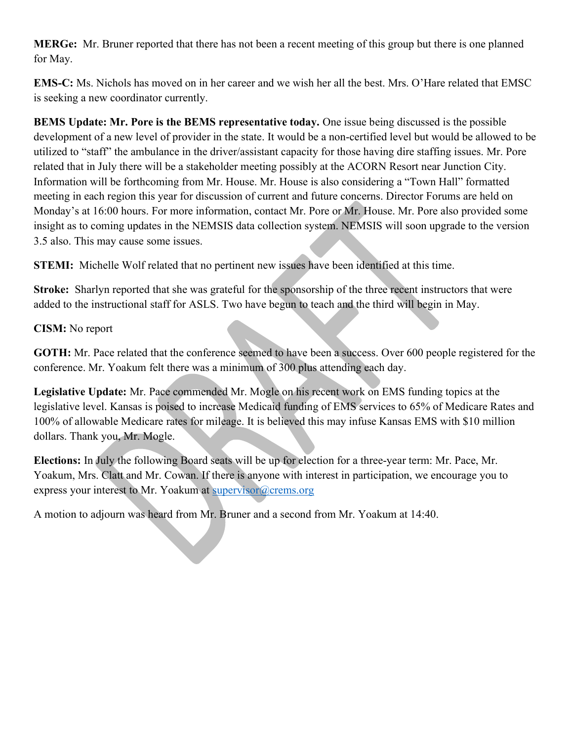**MERGe:** Mr. Bruner reported that there has not been a recent meeting of this group but there is one planned for May.

**EMS-C:** Ms. Nichols has moved on in her career and we wish her all the best. Mrs. O'Hare related that EMSC is seeking a new coordinator currently.

**BEMS Update: Mr. Pore is the BEMS representative today.** One issue being discussed is the possible development of a new level of provider in the state. It would be a non-certified level but would be allowed to be utilized to "staff" the ambulance in the driver/assistant capacity for those having dire staffing issues. Mr. Pore related that in July there will be a stakeholder meeting possibly at the ACORN Resort near Junction City. Information will be forthcoming from Mr. House. Mr. House is also considering a "Town Hall" formatted meeting in each region this year for discussion of current and future concerns. Director Forums are held on Monday's at 16:00 hours. For more information, contact Mr. Pore or Mr. House. Mr. Pore also provided some insight as to coming updates in the NEMSIS data collection system. NEMSIS will soon upgrade to the version 3.5 also. This may cause some issues.

**STEMI:** Michelle Wolf related that no pertinent new issues have been identified at this time.

**Stroke:** Sharlyn reported that she was grateful for the sponsorship of the three recent instructors that were added to the instructional staff for ASLS. Two have begun to teach and the third will begin in May.

**CISM:** No report

**GOTH:** Mr. Pace related that the conference seemed to have been a success. Over 600 people registered for the conference. Mr. Yoakum felt there was a minimum of 300 plus attending each day.

**Legislative Update:** Mr. Pace commended Mr. Mogle on his recent work on EMS funding topics at the legislative level. Kansas is poised to increase Medicaid funding of EMS services to 65% of Medicare Rates and 100% of allowable Medicare rates for mileage. It is believed this may infuse Kansas EMS with $10 million dollars. Thank you, Mr. Mogle.

**Elections:** In July the following Board seats will be up for election for a three-year term: Mr. Pace, Mr. Yoakum, Mrs. Clatt and Mr. Cowan. If there is anyone with interest in participation, we encourage you to express your interest to Mr. Yoakum at [supervisor@crems.org](mailto:supervisor@crems.org)

A motion to adjourn was heard from Mr. Bruner and a second from Mr. Yoakum at 14:40.